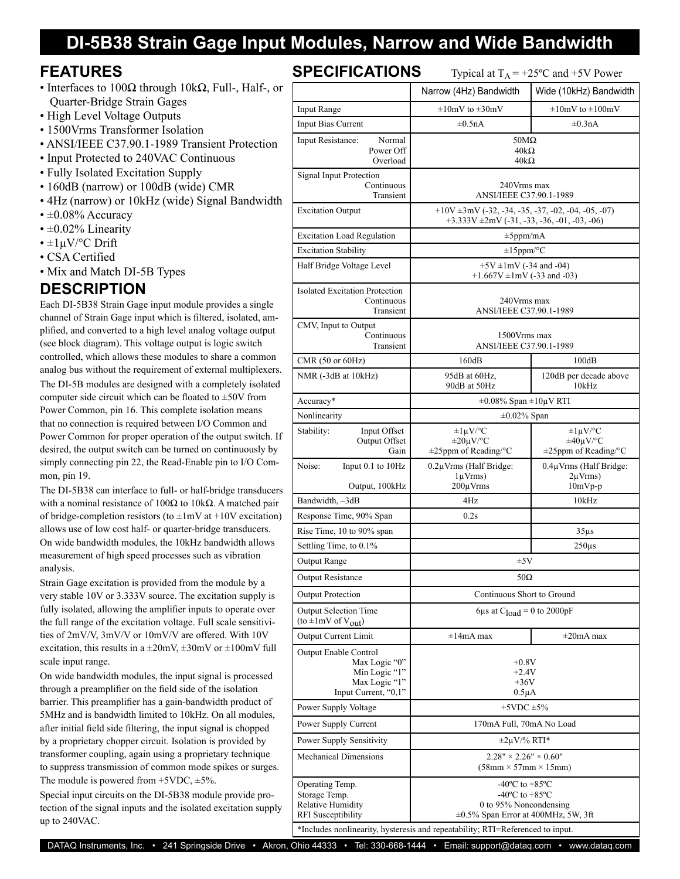# DI-5B38 Strain Gage Input Modules, Narrow and Wide Bandwidth

## FEATURES

- Interfaces to 100Ω through 10kΩ, Full-, Half-, or Quarter-Bridge Strain Gages
- High Level Voltage Outputs
- 1500Vrms Transformer Isolation
- ANSI/IEEE C37.90.1-1989 Transient Protection
- Input Protected to 240VAC Continuous
- Fully Isolated Excitation Supply
- 160dB (narrow) or 100dB (wide) CMR
- 4Hz (narrow) or 10kHz (wide) Signal Bandwidth
- ±0.08% Accuracy
- ±0.02% Linearity
- ±1μV/°C Drift
- CSA Certified
- Mix and Match DI-5B Types

## DESCRIPTION

Each DI-5B38 Strain Gage input module provides a single channel of Strain Gage input which is filtered, isolated, amplified, and converted to a high level analog voltage output (see block diagram). This voltage output is logic switch controlled, which allows these modules to share a common analog bus without the requirement of external multiplexers.

The DI-5B modules are designed with a completely isolated computer side circuit which can be floated to ±50V from Power Common, pin 16. This complete isolation means that no connection is required between I/O Common and Power Common for proper operation of the output switch. If desired, the output switch can be turned on continuously by simply connecting pin 22, the Read-Enable pin to I/O Common, pin 19.

The DI-5B38 can interface to full- or half-bridge transducers with a nominal resistance of 100Ω to 10kΩ. A matched pair of bridge-completion resistors (to ±1mV at +10V excitation) allows use of low cost half- or quarter-bridge transducers. On wide bandwidth modules, the 10kHz bandwidth allows measurement of high speed processes such as vibration analysis.

Strain Gage excitation is provided from the module by a very stable 10V or 3.333V source. The excitation supply is fully isolated, allowing the amplifier inputs to operate over the full range of the excitation voltage. Full scale sensitivities of 2mV/V, 3mV/V or 10mV/V are offered. With 10V excitation, this results in a ±20mV, ±30mV or ±100mV full scale input range.

On wide bandwidth modules, the input signal is processed through a preamplifier on the field side of the isolation barrier. This preamplifier has a gain-bandwidth product of 5MHz and is bandwidth limited to 10kHz. On all modules, after initial field side filtering, the input signal is chopped by a proprietary chopper circuit. Isolation is provided by transformer coupling, again using a proprietary technique to suppress transmission of common mode spikes or surges. The module is powered from +5VDC, ±5%.

Special input circuits on the DI-5B38 module provide protection of the signal inputs and the isolated excitation supply up to 240VAC.

## SPECIFICATIONS

Typical at $T_A$ = +25ºC and +5V Power

| | Narrow (4Hz) Bandwidth | Wide (10kHz) Bandwidth |
|---|---|---|
| Input Range | ±10mV to ±30mV | ±10mV to ±100mV |
| Input Bias Current | ±0.5nA | ±0.3nA |
| Input Resistance: Normal / Power Off / Overload | 50MΩ / 40kΩ / 40kΩ | 50MΩ / 40kΩ / 40kΩ |
| Signal Input Protection Continuous / Transient | 240Vrms max / ANSI/IEEE C37.90.1-1989 | 240Vrms max / ANSI/IEEE C37.90.1-1989 |
| Excitation Output | +10V ±3mV (-32, -34, -35, -37, -02, -04, -05, -07) +3.333V ±2mV (-31, -33, -36, -01, -03, -06) | +10V ±3mV (-32, -34, -35, -37, -02, -04, -05, -07) +3.333V ±2mV (-31, -33, -36, -01, -03, -06) |
| Excitation Load Regulation | ±5ppm/mA | ±5ppm/mA |
| Excitation Stability | ±15ppm/°C | ±15ppm/°C |
| Half Bridge Voltage Level | +5V ±1mV (-34 and -04) +1.667V ±1mV (-33 and -03) | +5V ±1mV (-34 and -04) +1.667V ±1mV (-33 and -03) |
| Isolated Excitation Protection Continuous / Transient | 240Vrms max / ANSI/IEEE C37.90.1-1989 | 240Vrms max / ANSI/IEEE C37.90.1-1989 |
| CMV, Input to Output Continuous / Transient | 1500Vrms max / ANSI/IEEE C37.90.1-1989 | 1500Vrms max / ANSI/IEEE C37.90.1-1989 |
| CMR (50 or 60Hz) | 160dB | 100dB |
| NMR (-3dB at 10kHz) | 95dB at 60Hz, 90dB at 50Hz | 120dB per decade above 10kHz |
| Accuracy* | ±0.08% Span ±10μV RTI | ±0.08% Span ±10μV RTI |
| Nonlinearity | ±0.02% Span | ±0.02% Span |
| Stability: Input Offset / Output Offset / Gain | ±1μV/°C / ±20μV/°C / ±25ppm of Reading/°C | ±1μV/°C / ±40μV/°C / ±25ppm of Reading/°C |
| Noise: Input 0.1 to 10Hz / Output, 100kHz | 0.2μVrms (Half Bridge: 1μVrms) / 200μVrms | 0.4μVrms (Half Bridge: 2μVrms) / 10mVp-p |
| Bandwidth, –3dB | 4Hz | 10kHz |
| Response Time, 90% Span | 0.2s | |
| Rise Time, 10 to 90% span | | 35μs |
| Settling Time, to 0.1% | | 250μs |
| Output Range | ±5V | ±5V |
| Output Resistance | 50Ω | 50Ω |
| Output Protection | Continuous Short to Ground | Continuous Short to Ground |
| Output Selection Time (to ±1mV of $V_{out}$) | 6μs at $C_{load}$ = 0 to 2000pF | 6μs at $C_{load}$ = 0 to 2000pF |
| Output Current Limit | ±14mA max | ±20mA max |
| Output Enable Control Max Logic "0" / Min Logic "1" / Max Logic "1" / Input Current, "0,1" | +0.8V / +2.4V / +36V / 0.5μA | +0.8V / +2.4V / +36V / 0.5μA |
| Power Supply Voltage | +5VDC ±5% | +5VDC ±5% |
| Power Supply Current | 170mA Full, 70mA No Load | 170mA Full, 70mA No Load |
| Power Supply Sensitivity | ±2μV/% RTI* | ±2μV/% RTI* |
| Mechanical Dimensions | 2.28" × 2.26" × 0.60" (58mm × 57mm × 15mm) | 2.28" × 2.26" × 0.60" (58mm × 57mm × 15mm) |
| Operating Temp. / Storage Temp. / Relative Humidity / RFI Susceptibility | -40ºC to +85ºC / -40ºC to +85ºC / 0 to 95% Noncondensing / ±0.5% Span Error at 400MHz, 5W, 3ft | -40ºC to +85ºC / -40ºC to +85ºC / 0 to 95% Noncondensing / ±0.5% Span Error at 400MHz, 5W, 3ft |

*Includes nonlinearity, hysteresis and repeatability; RTI=Referenced to input.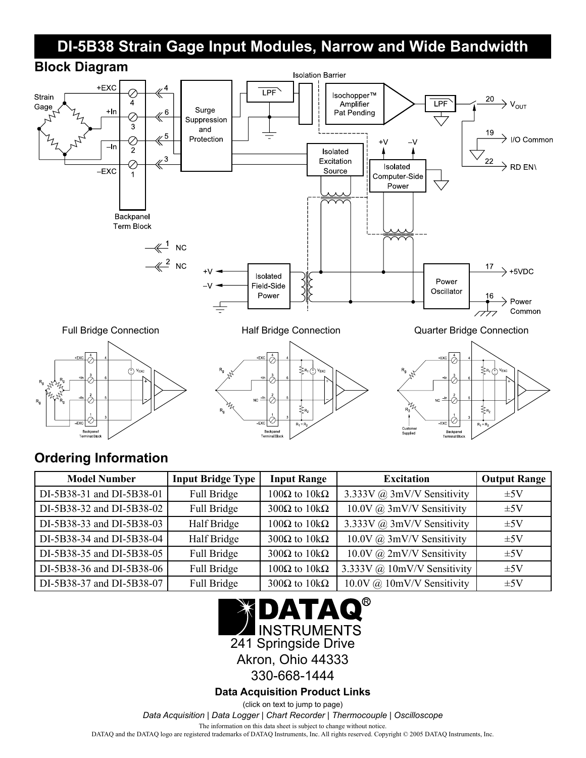# DI-5B38 Strain Gage Input Modules, Narrow and Wide Bandwidth

## Block Diagram

Isolation Barrier

Strain Gage

+EXC

+In

–In

–EXC

4

3

2

1

6

5

Backpanel Term Block

Surge Suppression and Protection

LPF

Isochopper™ Amplifier Pat Pending

LPF

20 $V_{OUT}$

19 I/O Common

22 RD EN\

Isolated Excitation Source

+V –V

Isolated Computer-Side Power

1 NC

2 NC

+V

–V

Isolated Field-Side Power

Power Oscillator

17 +5VDC

16 Power Common

Full Bridge Connection

Half Bridge Connection

Quarter Bridge Connection

$R_g$

$V_{EXC}$

NC

$R_1$

$R_2$

$R_1 = R_2$

$R_3$

Customer Supplied

Backpanel Terminal Block

## Ordering Information

| Model Number | Input Bridge Type | Input Range | Excitation | Output Range |
|---|---|---|---|---|
| DI-5B38-31 and DI-5B38-01 | Full Bridge | 100Ω to 10kΩ | 3.333V @ 3mV/V Sensitivity | ±5V |
| DI-5B38-32 and DI-5B38-02 | Full Bridge | 300Ω to 10kΩ | 10.0V @ 3mV/V Sensitivity | ±5V |
| DI-5B38-33 and DI-5B38-03 | Half Bridge | 100Ω to 10kΩ | 3.333V @ 3mV/V Sensitivity | ±5V |
| DI-5B38-34 and DI-5B38-04 | Half Bridge | 300Ω to 10kΩ | 10.0V @ 3mV/V Sensitivity | ±5V |
| DI-5B38-35 and DI-5B38-05 | Full Bridge | 300Ω to 10kΩ | 10.0V @ 2mV/V Sensitivity | ±5V |
| DI-5B38-36 and DI-5B38-06 | Full Bridge | 100Ω to 10kΩ | 3.333V @ 10mV/V Sensitivity | ±5V |
| DI-5B38-37 and DI-5B38-07 | Full Bridge | 300Ω to 10kΩ | 10.0V @ 10mV/V Sensitivity | ±5V |

DATAQ® INSTRUMENTS

241 Springside Drive

Akron, Ohio 44333

330-668-1444

**Data Acquisition Product Links**

(click on text to jump to page)

*Data Acquisition | Data Logger | Chart Recorder | Thermocouple | Oscilloscope*

The information on this data sheet is subject to change without notice.

DATAQ and the DATAQ logo are registered trademarks of DATAQ Instruments, Inc. All rights reserved. Copyright © 2005 DATAQ Instruments, Inc.